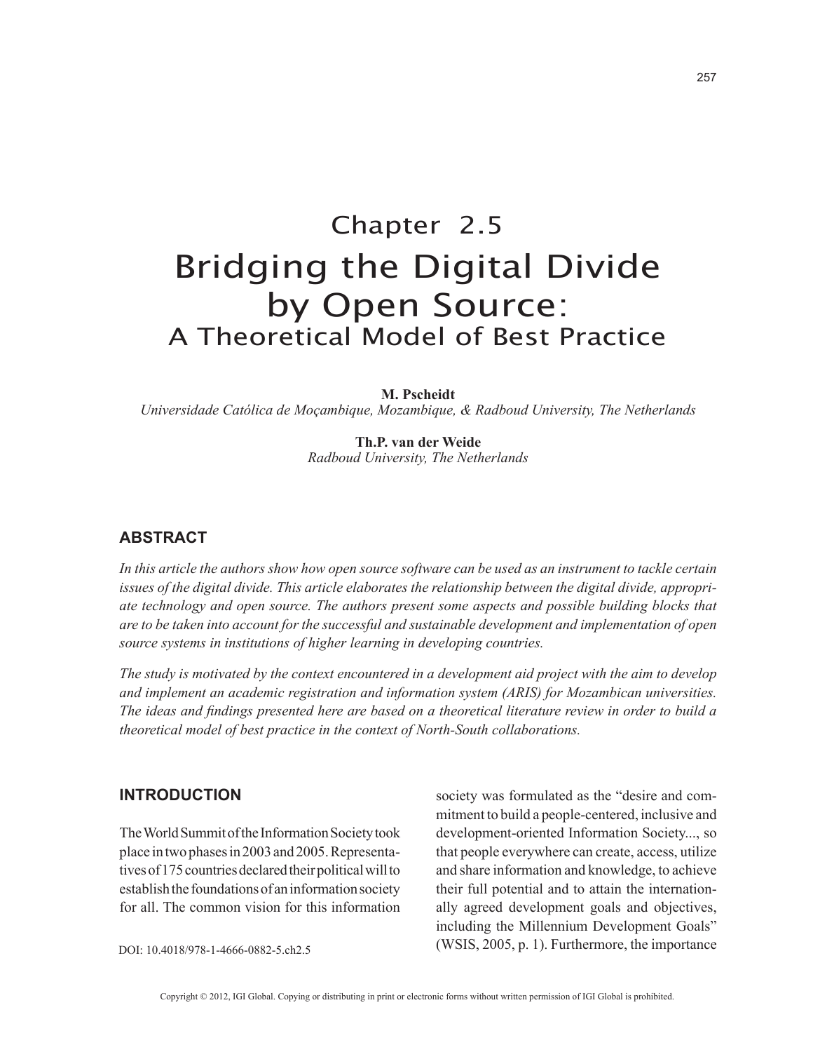# Chapter 2.5
# Bridging the Digital Divide by Open Source:
## A Theoretical Model of Best Practice

**M. Pscheidt**
*Universidade Católica de Moçambique, Mozambique, & Radboud University, The Netherlands*

**Th.P. van der Weide**
*Radboud University, The Netherlands*

## ABSTRACT

*In this article the authors show how open source software can be used as an instrument to tackle certain issues of the digital divide. This article elaborates the relationship between the digital divide, appropriate technology and open source. The authors present some aspects and possible building blocks that are to be taken into account for the successful and sustainable development and implementation of open source systems in institutions of higher learning in developing countries.*

*The study is motivated by the context encountered in a development aid project with the aim to develop and implement an academic registration and information system (ARIS) for Mozambican universities. The ideas and findings presented here are based on a theoretical literature review in order to build a theoretical model of best practice in the context of North-South collaborations.*

## INTRODUCTION

The World Summit of the Information Society took place in two phases in 2003 and 2005. Representatives of 175 countries declared their political will to establish the foundations of an information society for all. The common vision for this information society was formulated as the "desire and commitment to build a people-centered, inclusive and development-oriented Information Society..., so that people everywhere can create, access, utilize and share information and knowledge, to achieve their full potential and to attain the internationally agreed development goals and objectives, including the Millennium Development Goals" (WSIS, 2005, p. 1). Furthermore, the importance

DOI: 10.4018/978-1-4666-0882-5.ch2.5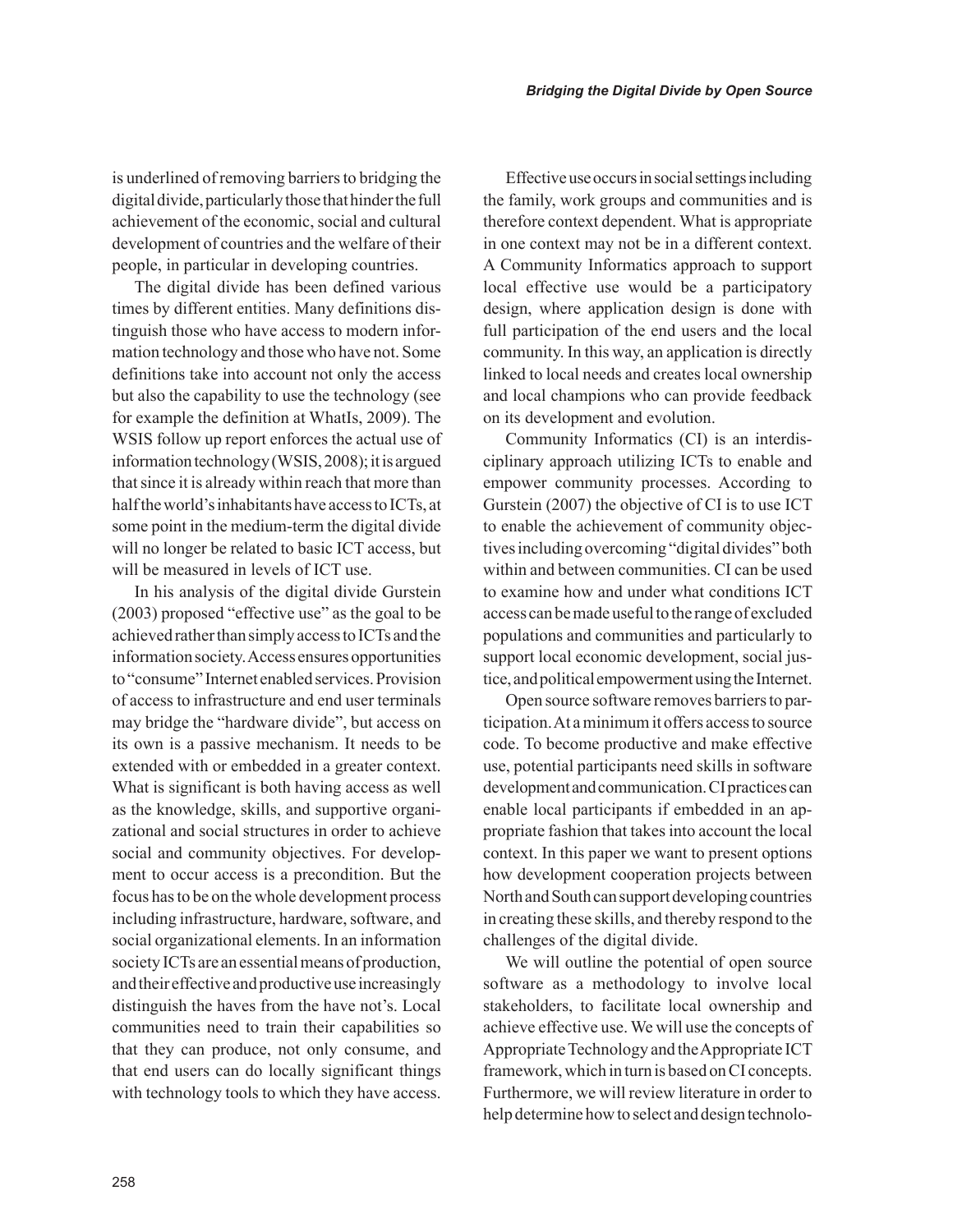is underlined of removing barriers to bridging the digital divide, particularly those that hinder the full achievement of the economic, social and cultural development of countries and the welfare of their people, in particular in developing countries.

The digital divide has been defined various times by different entities. Many definitions distinguish those who have access to modern information technology and those who have not. Some definitions take into account not only the access but also the capability to use the technology (see for example the definition at WhatIs, 2009). The WSIS follow up report enforces the actual use of information technology (WSIS, 2008); it is argued that since it is already within reach that more than half the world's inhabitants have access to ICTs, at some point in the medium-term the digital divide will no longer be related to basic ICT access, but will be measured in levels of ICT use.

In his analysis of the digital divide Gurstein (2003) proposed "effective use" as the goal to be achieved rather than simply access to ICTs and the information society. Access ensures opportunities to "consume" Internet enabled services. Provision of access to infrastructure and end user terminals may bridge the "hardware divide", but access on its own is a passive mechanism. It needs to be extended with or embedded in a greater context. What is significant is both having access as well as the knowledge, skills, and supportive organizational and social structures in order to achieve social and community objectives. For development to occur access is a precondition. But the focus has to be on the whole development process including infrastructure, hardware, software, and social organizational elements. In an information society ICTs are an essential means of production, and their effective and productive use increasingly distinguish the haves from the have not's. Local communities need to train their capabilities so that they can produce, not only consume, and that end users can do locally significant things with technology tools to which they have access.

Effective use occurs in social settings including the family, work groups and communities and is therefore context dependent. What is appropriate in one context may not be in a different context. A Community Informatics approach to support local effective use would be a participatory design, where application design is done with full participation of the end users and the local community. In this way, an application is directly linked to local needs and creates local ownership and local champions who can provide feedback on its development and evolution.

Community Informatics (CI) is an interdisciplinary approach utilizing ICTs to enable and empower community processes. According to Gurstein (2007) the objective of CI is to use ICT to enable the achievement of community objectives including overcoming "digital divides" both within and between communities. CI can be used to examine how and under what conditions ICT access can be made useful to the range of excluded populations and communities and particularly to support local economic development, social justice, and political empowerment using the Internet.

Open source software removes barriers to participation. At a minimum it offers access to source code. To become productive and make effective use, potential participants need skills in software development and communication. CI practices can enable local participants if embedded in an appropriate fashion that takes into account the local context. In this paper we want to present options how development cooperation projects between North and South can support developing countries in creating these skills, and thereby respond to the challenges of the digital divide.

We will outline the potential of open source software as a methodology to involve local stakeholders, to facilitate local ownership and achieve effective use. We will use the concepts of Appropriate Technology and the Appropriate ICT framework, which in turn is based on CI concepts. Furthermore, we will review literature in order to help determine how to select and design technolo-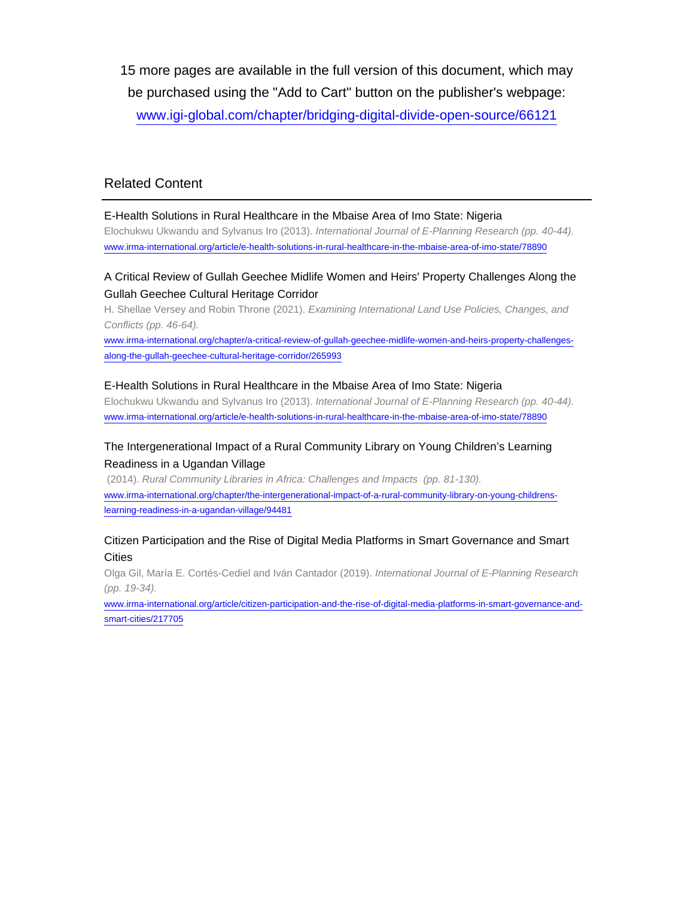15 more pages are available in the full version of this document, which may be purchased using the "Add to Cart" button on the publisher's webpage: [www.igi-global.com/chapter/bridging-digital-divide-open-source/66121](http://www.igi-global.com/chapter/bridging-digital-divide-open-source/66121)

## Related Content

E-Health Solutions in Rural Healthcare in the Mbaise Area of Imo State: Nigeria
Elochukwu Ukwandu and Sylvanus Iro (2013). *International Journal of E-Planning Research (pp. 40-44).*
[www.irma-international.org/article/e-health-solutions-in-rural-healthcare-in-the-mbaise-area-of-imo-state/78890](http://www.irma-international.org/article/e-health-solutions-in-rural-healthcare-in-the-mbaise-area-of-imo-state/78890)

A Critical Review of Gullah Geechee Midlife Women and Heirs' Property Challenges Along the Gullah Geechee Cultural Heritage Corridor
H. Shellae Versey and Robin Throne (2021). *Examining International Land Use Policies, Changes, and Conflicts (pp. 46-64).*
[www.irma-international.org/chapter/a-critical-review-of-gullah-geechee-midlife-women-and-heirs-property-challenges-along-the-gullah-geechee-cultural-heritage-corridor/265993](http://www.irma-international.org/chapter/a-critical-review-of-gullah-geechee-midlife-women-and-heirs-property-challenges-along-the-gullah-geechee-cultural-heritage-corridor/265993)

E-Health Solutions in Rural Healthcare in the Mbaise Area of Imo State: Nigeria
Elochukwu Ukwandu and Sylvanus Iro (2013). *International Journal of E-Planning Research (pp. 40-44).*
[www.irma-international.org/article/e-health-solutions-in-rural-healthcare-in-the-mbaise-area-of-imo-state/78890](http://www.irma-international.org/article/e-health-solutions-in-rural-healthcare-in-the-mbaise-area-of-imo-state/78890)

The Intergenerational Impact of a Rural Community Library on Young Children's Learning Readiness in a Ugandan Village
(2014). *Rural Community Libraries in Africa: Challenges and Impacts (pp. 81-130).*
[www.irma-international.org/chapter/the-intergenerational-impact-of-a-rural-community-library-on-young-childrens-learning-readiness-in-a-ugandan-village/94481](http://www.irma-international.org/chapter/the-intergenerational-impact-of-a-rural-community-library-on-young-childrens-learning-readiness-in-a-ugandan-village/94481)

Citizen Participation and the Rise of Digital Media Platforms in Smart Governance and Smart Cities
Olga Gil, María E. Cortés-Cediel and Iván Cantador (2019). *International Journal of E-Planning Research (pp. 19-34).*
[www.irma-international.org/article/citizen-participation-and-the-rise-of-digital-media-platforms-in-smart-governance-and-smart-cities/217705](http://www.irma-international.org/article/citizen-participation-and-the-rise-of-digital-media-platforms-in-smart-governance-and-smart-cities/217705)